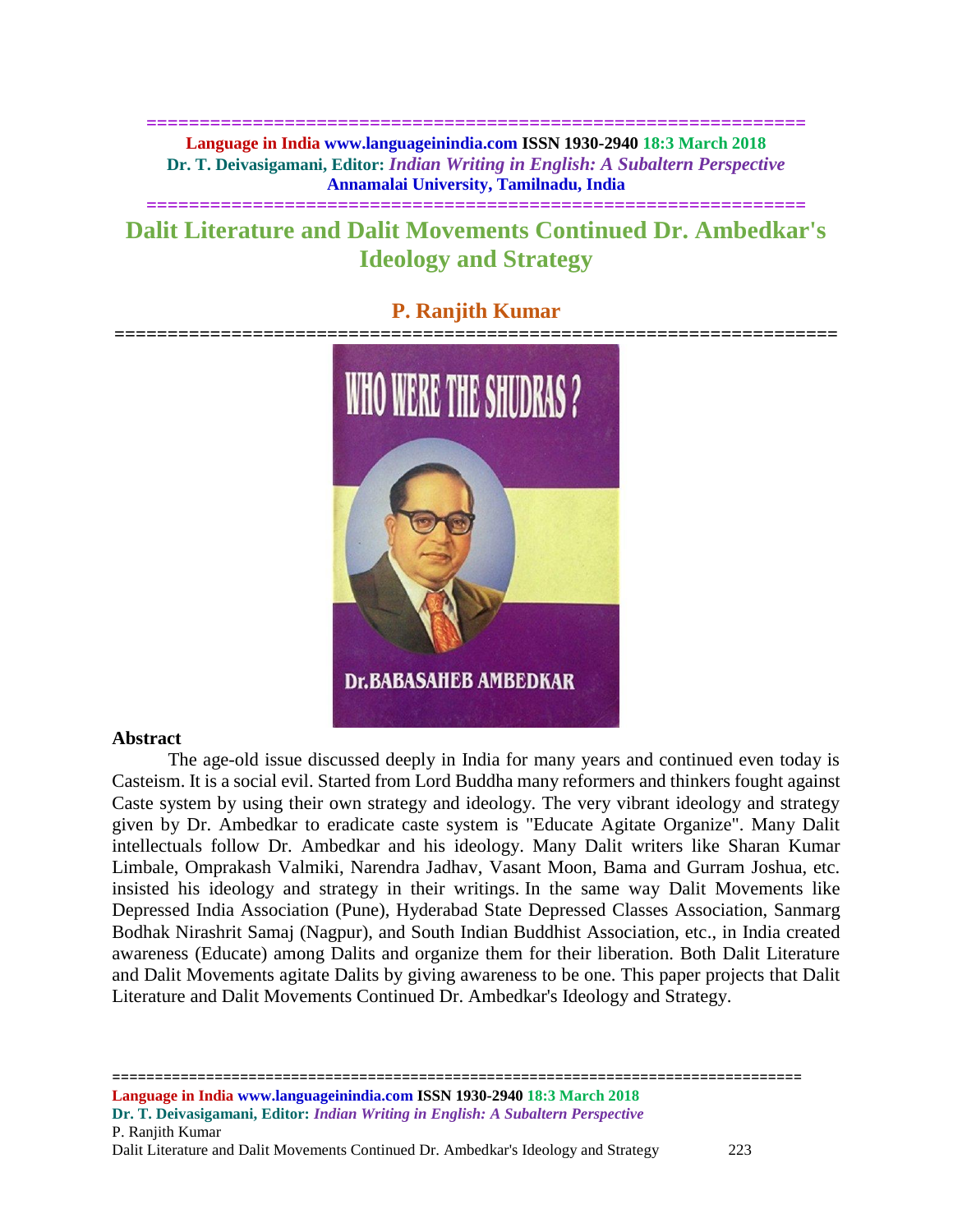# Dalit Literature and Dalit Movements Continued Dr. Ambedkar's Ideology and Strategy

## P. Ranjith Kumar

### Abstract

The age-old issue discussed deeply in India for many years and continued even today is Casteism. It is a social evil. Started from Lord Buddha many reformers and thinkers fought against Caste system by using their own strategy and ideology. The very vibrant ideology and strategy given by Dr. Ambedkar to eradicate caste system is "Educate Agitate Organize". Many Dalit intellectuals follow Dr. Ambedkar and his ideology. Many Dalit writers like Sharan Kumar Limbale, Omprakash Valmiki, Narendra Jadhav, Vasant Moon, Bama and Gurram Joshua, etc. insisted his ideology and strategy in their writings. In the same way Dalit Movements like Depressed India Association (Pune), Hyderabad State Depressed Classes Association, Sanmarg Bodhak Nirashrit Samaj (Nagpur), and South Indian Buddhist Association, etc., in India created awareness (Educate) among Dalits and organize them for their liberation. Both Dalit Literature and Dalit Movements agitate Dalits by giving awareness to be one. This paper projects that Dalit Literature and Dalit Movements Continued Dr. Ambedkar's Ideology and Strategy.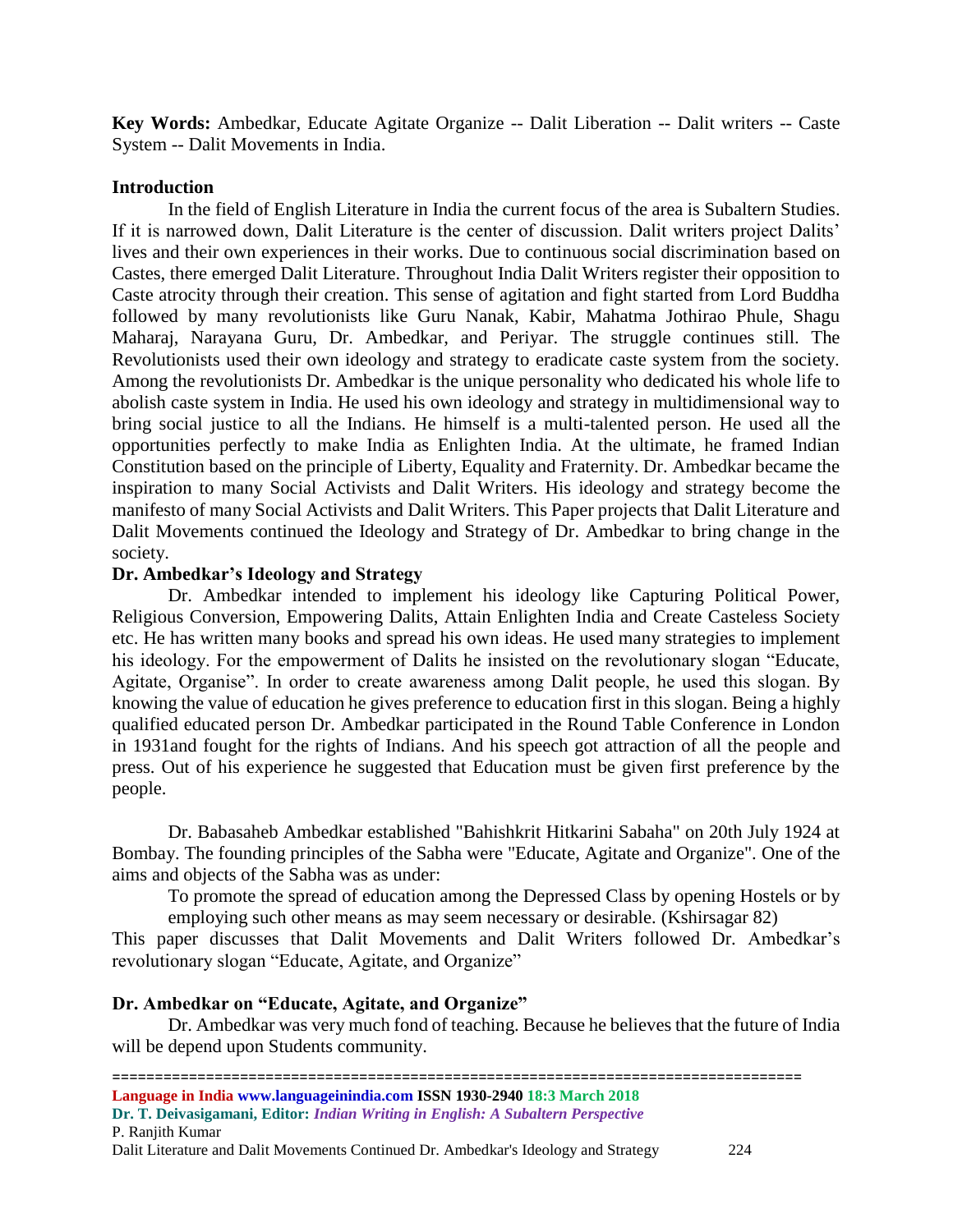**Key Words:** Ambedkar, Educate Agitate Organize -- Dalit Liberation -- Dalit writers -- Caste System -- Dalit Movements in India.

## Introduction

In the field of English Literature in India the current focus of the area is Subaltern Studies. If it is narrowed down, Dalit Literature is the center of discussion. Dalit writers project Dalits' lives and their own experiences in their works. Due to continuous social discrimination based on Castes, there emerged Dalit Literature. Throughout India Dalit Writers register their opposition to Caste atrocity through their creation. This sense of agitation and fight started from Lord Buddha followed by many revolutionists like Guru Nanak, Kabir, Mahatma Jothirao Phule, Shagu Maharaj, Narayana Guru, Dr. Ambedkar, and Periyar. The struggle continues still. The Revolutionists used their own ideology and strategy to eradicate caste system from the society. Among the revolutionists Dr. Ambedkar is the unique personality who dedicated his whole life to abolish caste system in India. He used his own ideology and strategy in multidimensional way to bring social justice to all the Indians. He himself is a multi-talented person. He used all the opportunities perfectly to make India as Enlighten India. At the ultimate, he framed Indian Constitution based on the principle of Liberty, Equality and Fraternity. Dr. Ambedkar became the inspiration to many Social Activists and Dalit Writers. His ideology and strategy become the manifesto of many Social Activists and Dalit Writers. This Paper projects that Dalit Literature and Dalit Movements continued the Ideology and Strategy of Dr. Ambedkar to bring change in the society.

## Dr. Ambedkar's Ideology and Strategy

Dr. Ambedkar intended to implement his ideology like Capturing Political Power, Religious Conversion, Empowering Dalits, Attain Enlighten India and Create Casteless Society etc. He has written many books and spread his own ideas. He used many strategies to implement his ideology. For the empowerment of Dalits he insisted on the revolutionary slogan "Educate, Agitate, Organise". In order to create awareness among Dalit people, he used this slogan. By knowing the value of education he gives preference to education first in this slogan. Being a highly qualified educated person Dr. Ambedkar participated in the Round Table Conference in London in 1931and fought for the rights of Indians. And his speech got attraction of all the people and press. Out of his experience he suggested that Education must be given first preference by the people.

Dr. Babasaheb Ambedkar established "Bahishkrit Hitkarini Sabaha" on 20th July 1924 at Bombay. The founding principles of the Sabha were "Educate, Agitate and Organize". One of the aims and objects of the Sabha was as under:

> To promote the spread of education among the Depressed Class by opening Hostels or by employing such other means as may seem necessary or desirable. (Kshirsagar 82)

This paper discusses that Dalit Movements and Dalit Writers followed Dr. Ambedkar's revolutionary slogan "Educate, Agitate, and Organize"

## Dr. Ambedkar on "Educate, Agitate, and Organize"

Dr. Ambedkar was very much fond of teaching. Because he believes that the future of India will be depend upon Students community.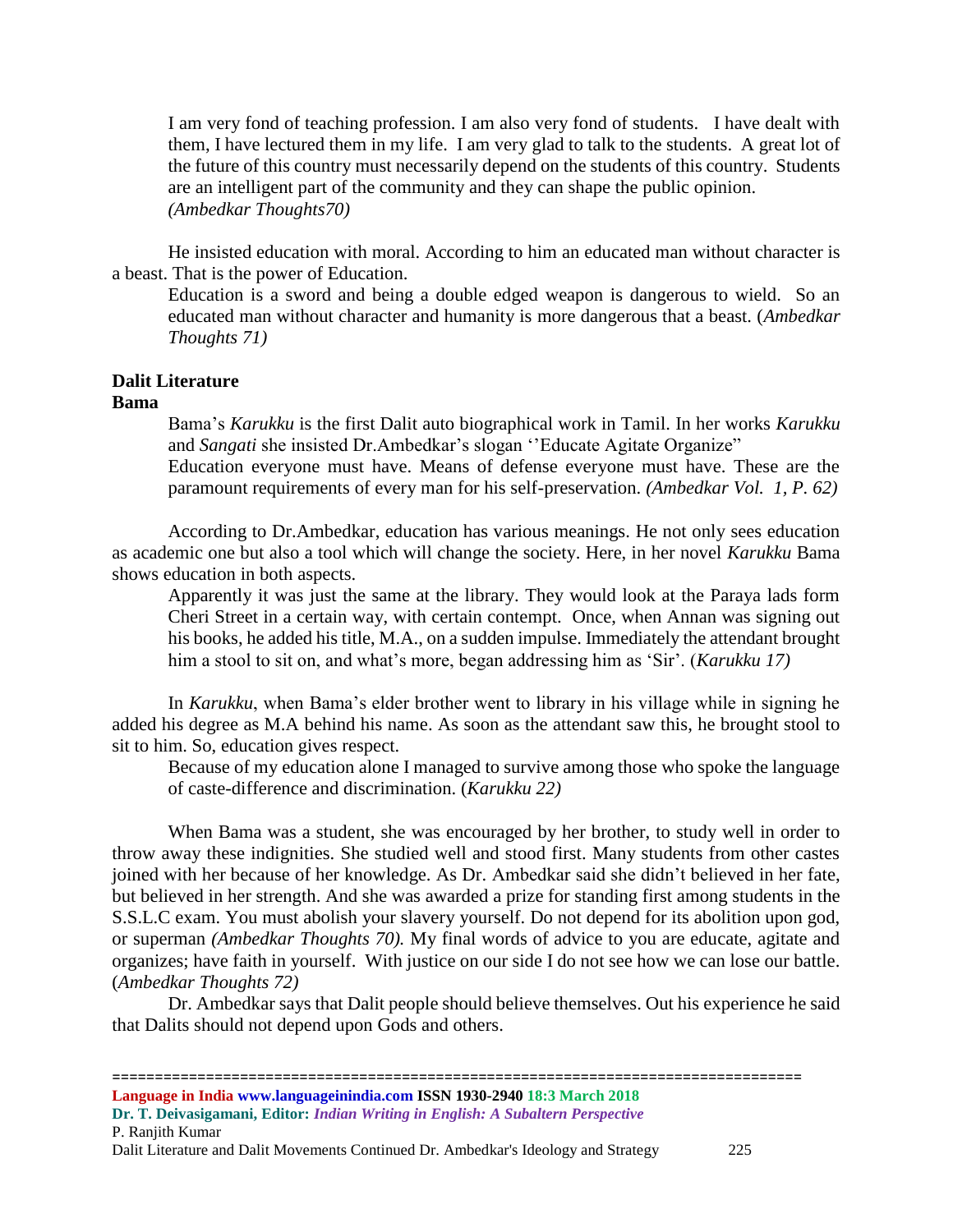> I am very fond of teaching profession. I am also very fond of students. I have dealt with them, I have lectured them in my life. I am very glad to talk to the students. A great lot of the future of this country must necessarily depend on the students of this country. Students are an intelligent part of the community and they can shape the public opinion. *(Ambedkar Thoughts70)*

He insisted education with moral. According to him an educated man without character is a beast. That is the power of Education.

> Education is a sword and being a double edged weapon is dangerous to wield. So an educated man without character and humanity is more dangerous that a beast. (*Ambedkar Thoughts 71)*

**Dalit Literature**

**Bama**

> Bama's *Karukku* is the first Dalit auto biographical work in Tamil. In her works *Karukku* and *Sangati* she insisted Dr.Ambedkar's slogan ''Educate Agitate Organize"
>
> Education everyone must have. Means of defense everyone must have. These are the paramount requirements of every man for his self-preservation. *(Ambedkar Vol. 1, P. 62)*

According to Dr.Ambedkar, education has various meanings. He not only sees education as academic one but also a tool which will change the society. Here, in her novel *Karukku* Bama shows education in both aspects.

> Apparently it was just the same at the library. They would look at the Paraya lads form Cheri Street in a certain way, with certain contempt. Once, when Annan was signing out his books, he added his title, M.A., on a sudden impulse. Immediately the attendant brought him a stool to sit on, and what's more, began addressing him as 'Sir'. (*Karukku 17)*

In *Karukku*, when Bama's elder brother went to library in his village while in signing he added his degree as M.A behind his name. As soon as the attendant saw this, he brought stool to sit to him. So, education gives respect.

> Because of my education alone I managed to survive among those who spoke the language of caste-difference and discrimination. (*Karukku 22)*

When Bama was a student, she was encouraged by her brother, to study well in order to throw away these indignities. She studied well and stood first. Many students from other castes joined with her because of her knowledge. As Dr. Ambedkar said she didn't believed in her fate, but believed in her strength. And she was awarded a prize for standing first among students in the S.S.L.C exam. You must abolish your slavery yourself. Do not depend for its abolition upon god, or superman *(Ambedkar Thoughts 70).* My final words of advice to you are educate, agitate and organizes; have faith in yourself. With justice on our side I do not see how we can lose our battle. (*Ambedkar Thoughts 72)*

Dr. Ambedkar says that Dalit people should believe themselves. Out his experience he said that Dalits should not depend upon Gods and others.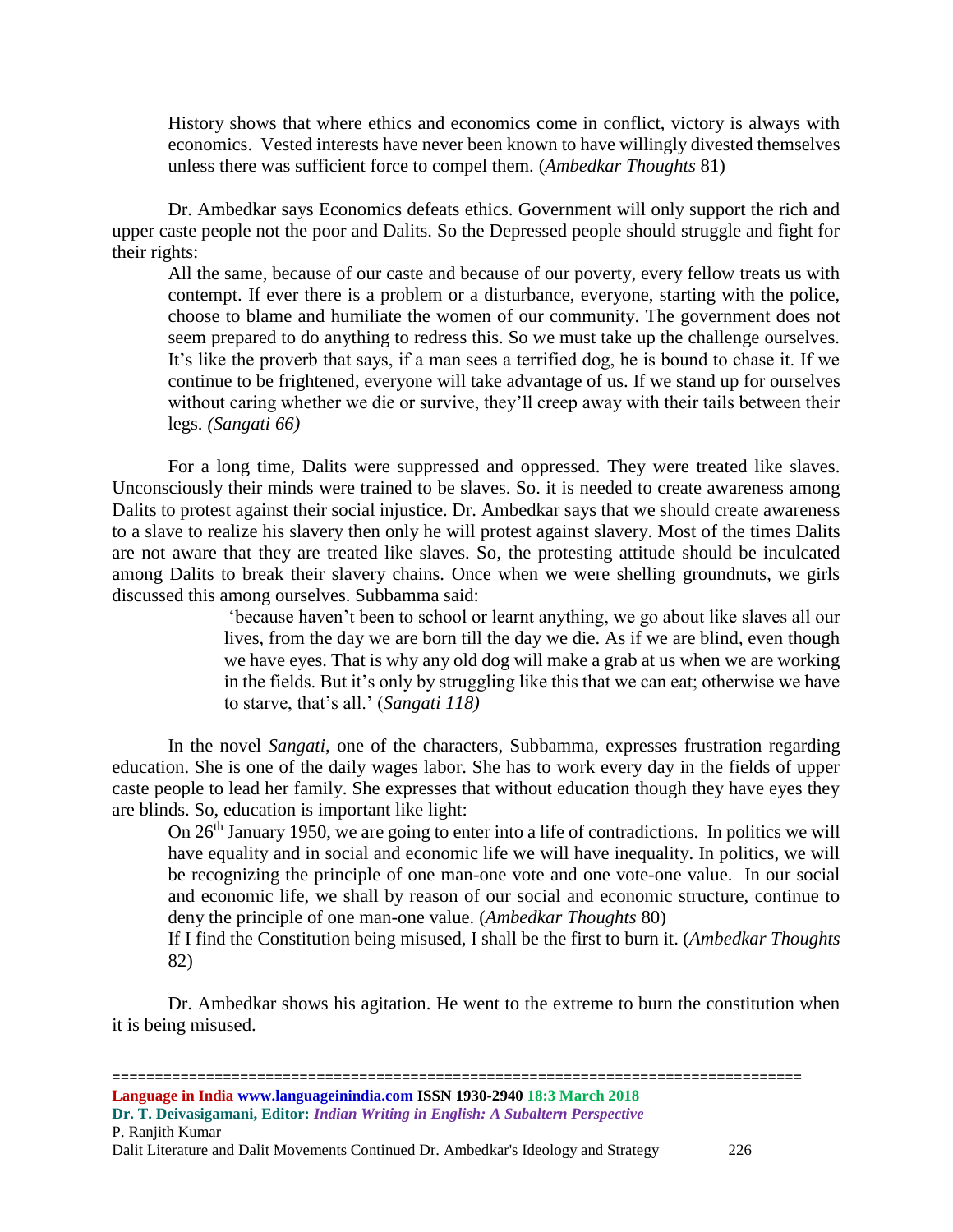> History shows that where ethics and economics come in conflict, victory is always with economics. Vested interests have never been known to have willingly divested themselves unless there was sufficient force to compel them. (*Ambedkar Thoughts* 81)

Dr. Ambedkar says Economics defeats ethics. Government will only support the rich and upper caste people not the poor and Dalits. So the Depressed people should struggle and fight for their rights:

> All the same, because of our caste and because of our poverty, every fellow treats us with contempt. If ever there is a problem or a disturbance, everyone, starting with the police, choose to blame and humiliate the women of our community. The government does not seem prepared to do anything to redress this. So we must take up the challenge ourselves. It's like the proverb that says, if a man sees a terrified dog, he is bound to chase it. If we continue to be frightened, everyone will take advantage of us. If we stand up for ourselves without caring whether we die or survive, they'll creep away with their tails between their legs. *(Sangati 66)*

For a long time, Dalits were suppressed and oppressed. They were treated like slaves. Unconsciously their minds were trained to be slaves. So. it is needed to create awareness among Dalits to protest against their social injustice. Dr. Ambedkar says that we should create awareness to a slave to realize his slavery then only he will protest against slavery. Most of the times Dalits are not aware that they are treated like slaves. So, the protesting attitude should be inculcated among Dalits to break their slavery chains. Once when we were shelling groundnuts, we girls discussed this among ourselves. Subbamma said:

> 'because haven't been to school or learnt anything, we go about like slaves all our lives, from the day we are born till the day we die. As if we are blind, even though we have eyes. That is why any old dog will make a grab at us when we are working in the fields. But it's only by struggling like this that we can eat; otherwise we have to starve, that's all.' (*Sangati 118)*

In the novel *Sangati*, one of the characters, Subbamma, expresses frustration regarding education. She is one of the daily wages labor. She has to work every day in the fields of upper caste people to lead her family. She expresses that without education though they have eyes they are blinds. So, education is important like light:

> On 26th January 1950, we are going to enter into a life of contradictions. In politics we will have equality and in social and economic life we will have inequality. In politics, we will be recognizing the principle of one man-one vote and one vote-one value. In our social and economic life, we shall by reason of our social and economic structure, continue to deny the principle of one man-one value. (*Ambedkar Thoughts* 80)
>
> If I find the Constitution being misused, I shall be the first to burn it. (*Ambedkar Thoughts* 82)

Dr. Ambedkar shows his agitation. He went to the extreme to burn the constitution when it is being misused.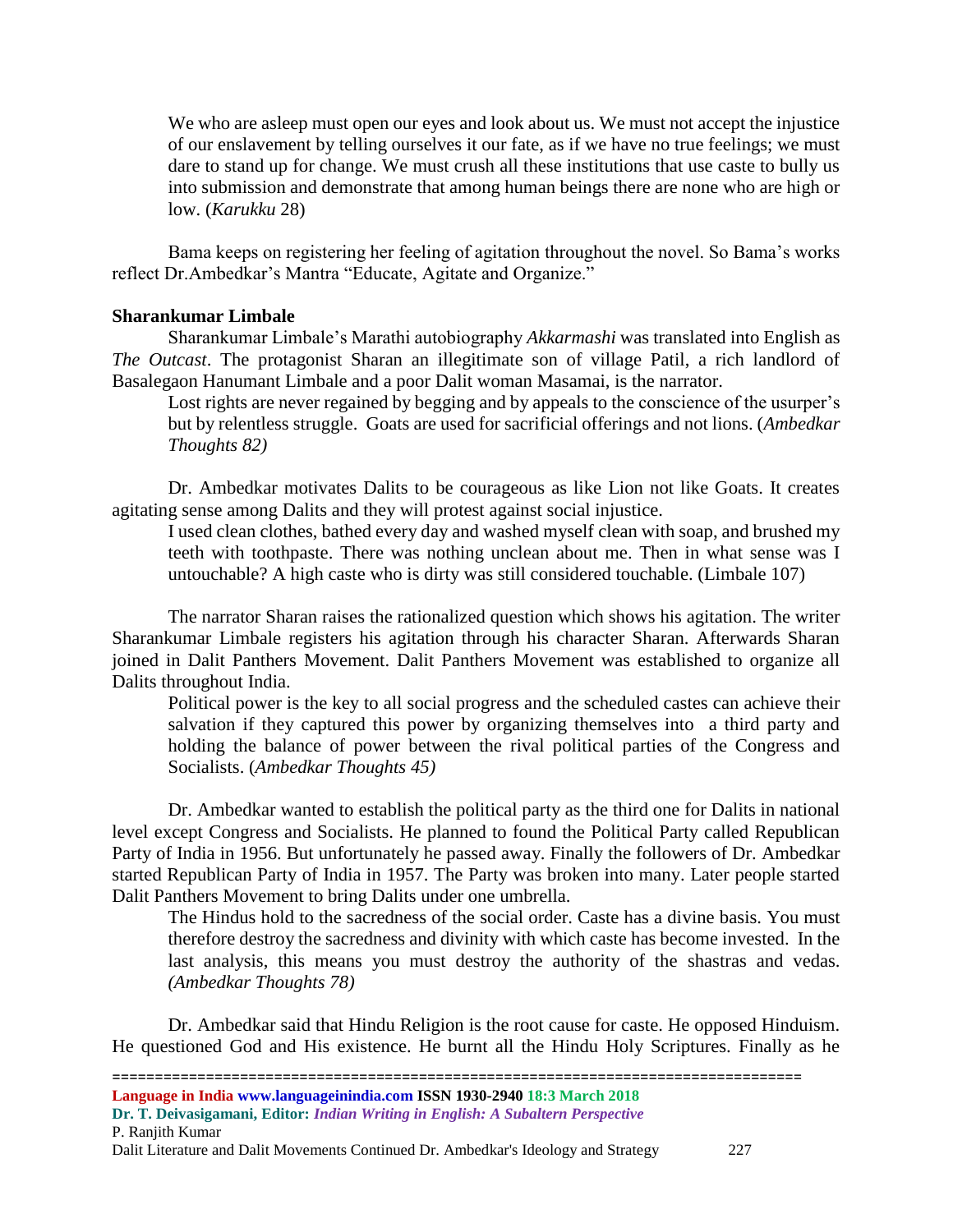> We who are asleep must open our eyes and look about us. We must not accept the injustice of our enslavement by telling ourselves it our fate, as if we have no true feelings; we must dare to stand up for change. We must crush all these institutions that use caste to bully us into submission and demonstrate that among human beings there are none who are high or low. (*Karukku* 28)

Bama keeps on registering her feeling of agitation throughout the novel. So Bama's works reflect Dr.Ambedkar's Mantra "Educate, Agitate and Organize."

**Sharankumar Limbale**

Sharankumar Limbale's Marathi autobiography *Akkarmashi* was translated into English as *The Outcast*. The protagonist Sharan an illegitimate son of village Patil, a rich landlord of Basalegaon Hanumant Limbale and a poor Dalit woman Masamai, is the narrator.

> Lost rights are never regained by begging and by appeals to the conscience of the usurper's but by relentless struggle. Goats are used for sacrificial offerings and not lions. (*Ambedkar Thoughts 82)*

Dr. Ambedkar motivates Dalits to be courageous as like Lion not like Goats. It creates agitating sense among Dalits and they will protest against social injustice.

> I used clean clothes, bathed every day and washed myself clean with soap, and brushed my teeth with toothpaste. There was nothing unclean about me. Then in what sense was I untouchable? A high caste who is dirty was still considered touchable. (Limbale 107)

The narrator Sharan raises the rationalized question which shows his agitation. The writer Sharankumar Limbale registers his agitation through his character Sharan. Afterwards Sharan joined in Dalit Panthers Movement. Dalit Panthers Movement was established to organize all Dalits throughout India.

> Political power is the key to all social progress and the scheduled castes can achieve their salvation if they captured this power by organizing themselves into a third party and holding the balance of power between the rival political parties of the Congress and Socialists. (*Ambedkar Thoughts 45)*

Dr. Ambedkar wanted to establish the political party as the third one for Dalits in national level except Congress and Socialists. He planned to found the Political Party called Republican Party of India in 1956. But unfortunately he passed away. Finally the followers of Dr. Ambedkar started Republican Party of India in 1957. The Party was broken into many. Later people started Dalit Panthers Movement to bring Dalits under one umbrella.

> The Hindus hold to the sacredness of the social order. Caste has a divine basis. You must therefore destroy the sacredness and divinity with which caste has become invested. In the last analysis, this means you must destroy the authority of the shastras and vedas. *(Ambedkar Thoughts 78)*

Dr. Ambedkar said that Hindu Religion is the root cause for caste. He opposed Hinduism. He questioned God and His existence. He burnt all the Hindu Holy Scriptures. Finally as he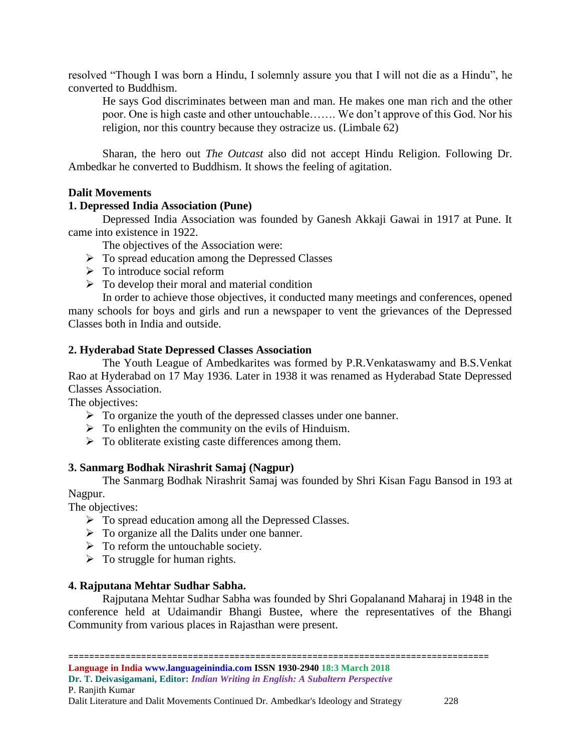resolved "Though I was born a Hindu, I solemnly assure you that I will not die as a Hindu", he converted to Buddhism.

> He says God discriminates between man and man. He makes one man rich and the other poor. One is high caste and other untouchable……. We don't approve of this God. Nor his religion, nor this country because they ostracize us. (Limbale 62)

Sharan, the hero out *The Outcast* also did not accept Hindu Religion. Following Dr. Ambedkar he converted to Buddhism. It shows the feeling of agitation.

**Dalit Movements**

**1. Depressed India Association (Pune)**

Depressed India Association was founded by Ganesh Akkaji Gawai in 1917 at Pune. It came into existence in 1922.

The objectives of the Association were:

- To spread education among the Depressed Classes
- To introduce social reform
- To develop their moral and material condition

In order to achieve those objectives, it conducted many meetings and conferences, opened many schools for boys and girls and run a newspaper to vent the grievances of the Depressed Classes both in India and outside.

**2. Hyderabad State Depressed Classes Association**

The Youth League of Ambedkarites was formed by P.R.Venkataswamy and B.S.Venkat Rao at Hyderabad on 17 May 1936. Later in 1938 it was renamed as Hyderabad State Depressed Classes Association.

The objectives:

- To organize the youth of the depressed classes under one banner.
- To enlighten the community on the evils of Hinduism.
- To obliterate existing caste differences among them.

**3. Sanmarg Bodhak Nirashrit Samaj (Nagpur)**

The Sanmarg Bodhak Nirashrit Samaj was founded by Shri Kisan Fagu Bansod in 193 at Nagpur.

The objectives:

- To spread education among all the Depressed Classes.
- To organize all the Dalits under one banner.
- To reform the untouchable society.
- To struggle for human rights.

**4. Rajputana Mehtar Sudhar Sabha.**

Rajputana Mehtar Sudhar Sabha was founded by Shri Gopalanand Maharaj in 1948 in the conference held at Udaimandir Bhangi Bustee, where the representatives of the Bhangi Community from various places in Rajasthan were present.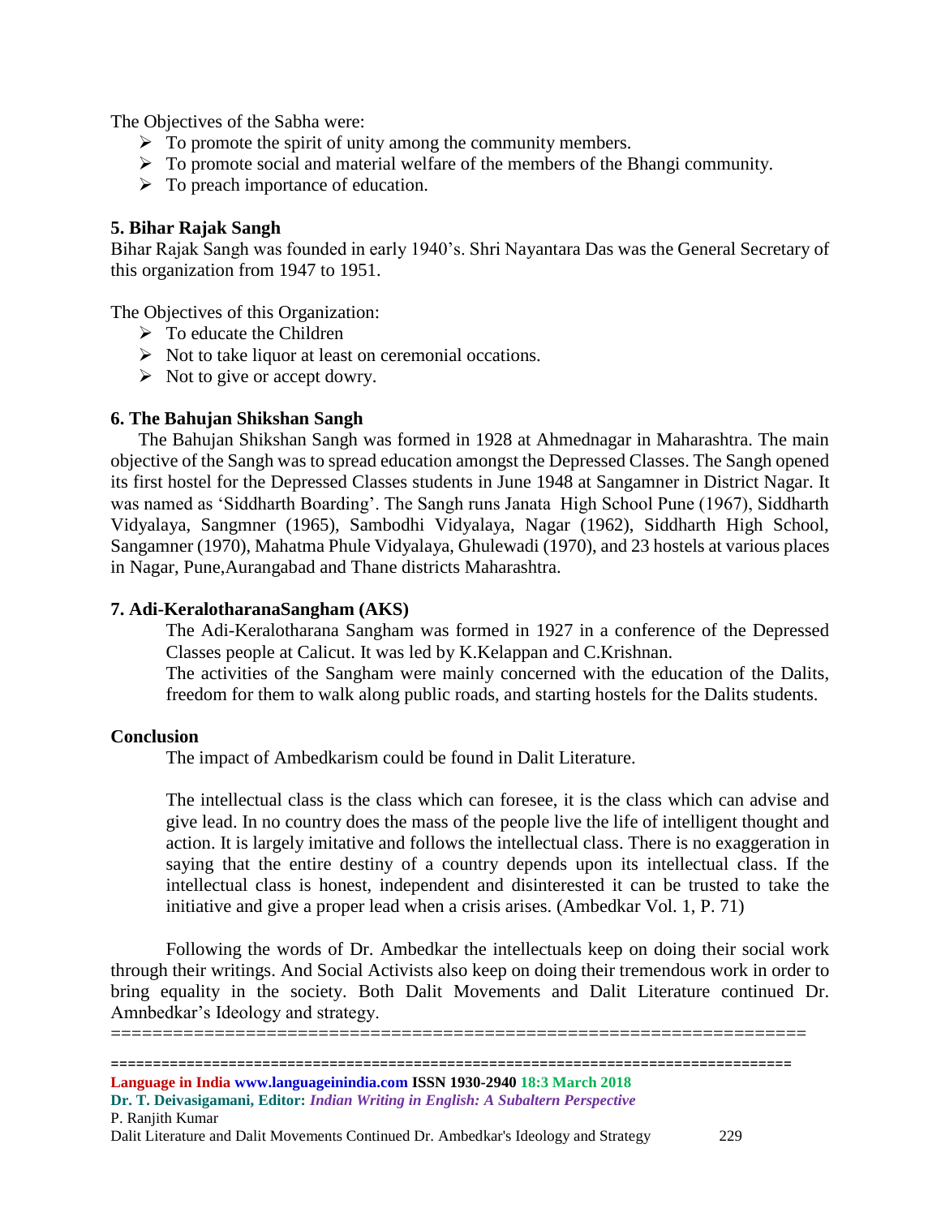The Objectives of the Sabha were:

- To promote the spirit of unity among the community members.
- To promote social and material welfare of the members of the Bhangi community.
- To preach importance of education.

**5. Bihar Rajak Sangh**

Bihar Rajak Sangh was founded in early 1940's. Shri Nayantara Das was the General Secretary of this organization from 1947 to 1951.

The Objectives of this Organization:

- To educate the Children
- Not to take liquor at least on ceremonial occasions.
- Not to give or accept dowry.

**6. The Bahujan Shikshan Sangh**

The Bahujan Shikshan Sangh was formed in 1928 at Ahmednagar in Maharashtra. The main objective of the Sangh was to spread education amongst the Depressed Classes. The Sangh opened its first hostel for the Depressed Classes students in June 1948 at Sangamner in District Nagar. It was named as 'Siddharth Boarding'. The Sangh runs Janata High School Pune (1967), Siddharth Vidyalaya, Sangmner (1965), Sambodhi Vidyalaya, Nagar (1962), Siddharth High School, Sangamner (1970), Mahatma Phule Vidyalaya, Ghulewadi (1970), and 23 hostels at various places in Nagar, Pune,Aurangabad and Thane districts Maharashtra.

**7. Adi-KeralotharanaSangham (AKS)**

The Adi-Keralotharana Sangham was formed in 1927 in a conference of the Depressed Classes people at Calicut. It was led by K.Kelappan and C.Krishnan.

The activities of the Sangham were mainly concerned with the education of the Dalits, freedom for them to walk along public roads, and starting hostels for the Dalits students.

**Conclusion**

The impact of Ambedkarism could be found in Dalit Literature.

The intellectual class is the class which can foresee, it is the class which can advise and give lead. In no country does the mass of the people live the life of intelligent thought and action. It is largely imitative and follows the intellectual class. There is no exaggeration in saying that the entire destiny of a country depends upon its intellectual class. If the intellectual class is honest, independent and disinterested it can be trusted to take the initiative and give a proper lead when a crisis arises. (Ambedkar Vol. 1, P. 71)

Following the words of Dr. Ambedkar the intellectuals keep on doing their social work through their writings. And Social Activists also keep on doing their tremendous work in order to bring equality in the society. Both Dalit Movements and Dalit Literature continued Dr. Amnbedkar's Ideology and strategy.

====================================================================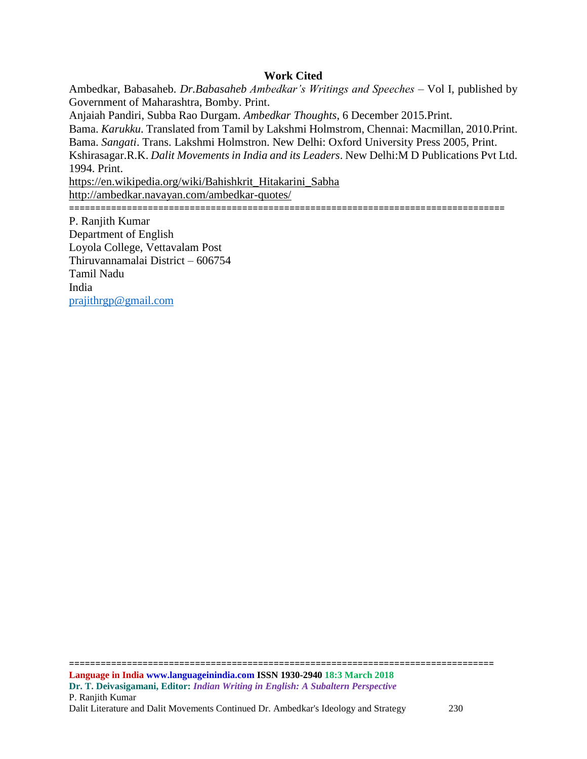## Work Cited

Ambedkar, Babasaheb. *Dr.Babasaheb Ambedkar's Writings and Speeches* – Vol I, published by Government of Maharashtra, Bomby. Print.

Anjaiah Pandiri, Subba Rao Durgam. *Ambedkar Thoughts*, 6 December 2015.Print.

Bama. *Karukku*. Translated from Tamil by Lakshmi Holmstrom, Chennai: Macmillan, 2010.Print.

Bama. *Sangati*. Trans. Lakshmi Holmstron. New Delhi: Oxford University Press 2005, Print.

Kshirasagar.R.K. *Dalit Movements in India and its Leaders*. New Delhi:M D Publications Pvt Ltd. 1994. Print.

https://en.wikipedia.org/wiki/Bahishkrit_Hitakarini_Sabha

http://ambedkar.navayan.com/ambedkar-quotes/

=================================================================================

P. Ranjith Kumar
Department of English
Loyola College, Vettavalam Post
Thiruvannamalai District – 606754
Tamil Nadu
India
prajithrgp@gmail.com